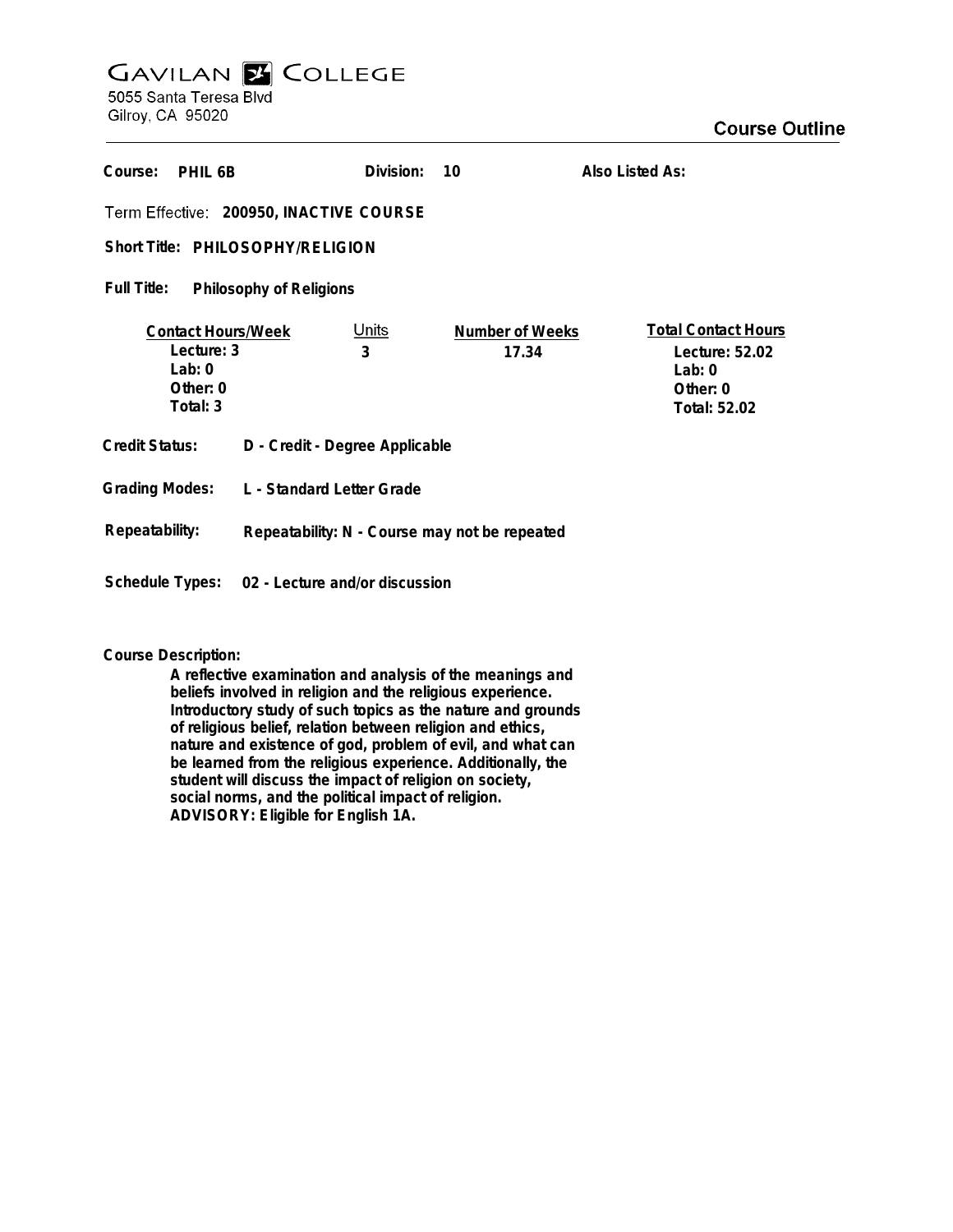# GAVILAN COLLEGE

5055 Santa Teresa Blvd
Gilroy, CA 95020

## Course Outline

**Course:** PHIL 6B **Division:** 10 **Also Listed As:**

**Term Effective:** 200950, INACTIVE COURSE

**Short Title:** PHILOSOPHY/RELIGION

**Full Title:** Philosophy of Religions

| Contact Hours/Week | Units | Number of Weeks | Total Contact Hours |
|---|---|---|---|
| Lecture: 3 | 3 | 17.34 | Lecture: 52.02 |
| Lab: 0 | | | Lab: 0 |
| Other: 0 | | | Other: 0 |
| Total: 3 | | | Total: 52.02 |

**Credit Status:** D - Credit - Degree Applicable

**Grading Modes:** L - Standard Letter Grade

**Repeatability:** Repeatability: N - Course may not be repeated

**Schedule Types:** 02 - Lecture and/or discussion

**Course Description:**

A reflective examination and analysis of the meanings and beliefs involved in religion and the religious experience. Introductory study of such topics as the nature and grounds of religious belief, relation between religion and ethics, nature and existence of god, problem of evil, and what can be learned from the religious experience. Additionally, the student will discuss the impact of religion on society, social norms, and the political impact of religion.
ADVISORY: Eligible for English 1A.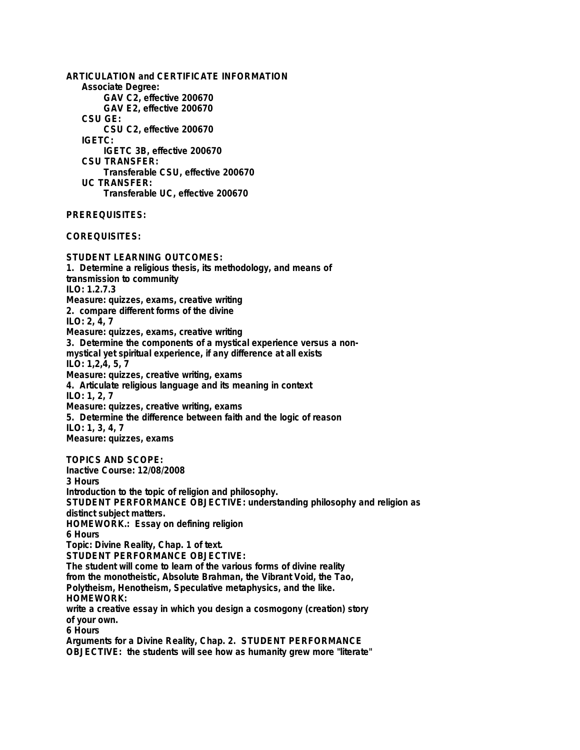**ARTICULATION and CERTIFICATE INFORMATION**

**Associate Degree:**

**GAV C2, effective 200670**
**GAV E2, effective 200670**

**CSU GE:**

**CSU C2, effective 200670**

**IGETC:**

**IGETC 3B, effective 200670**

**CSU TRANSFER:**

**Transferable CSU, effective 200670**

**UC TRANSFER:**

**Transferable UC, effective 200670**

**PREREQUISITES:**

**COREQUISITES:**

**STUDENT LEARNING OUTCOMES:**

1. Determine a religious thesis, its methodology, and means of transmission to community
ILO: 1.2.7.3
Measure: quizzes, exams, creative writing
2. compare different forms of the divine
ILO: 2, 4, 7
Measure: quizzes, exams, creative writing
3. Determine the components of a mystical experience versus a non-mystical yet spiritual experience, if any difference at all exists
ILO: 1,2,4, 5, 7
Measure: quizzes, creative writing, exams
4. Articulate religious language and its meaning in context
ILO: 1, 2, 7
Measure: quizzes, creative writing, exams
5. Determine the difference between faith and the logic of reason
ILO: 1, 3, 4, 7
Measure: quizzes, exams

**TOPICS AND SCOPE:**

Inactive Course: 12/08/2008

3 Hours
Introduction to the topic of religion and philosophy.
**STUDENT PERFORMANCE OBJECTIVE:** understanding philosophy and religion as distinct subject matters.
**HOMEWORK.:** Essay on defining religion

6 Hours
Topic: Divine Reality, Chap. 1 of text.
**STUDENT PERFORMANCE OBJECTIVE:**
The student will come to learn of the various forms of divine reality from the monotheistic, Absolute Brahman, the Vibrant Void, the Tao, Polytheism, Henotheism, Speculative metaphysics, and the like.
**HOMEWORK:**
write a creative essay in which you design a cosmogony (creation) story of your own.

6 Hours
Arguments for a Divine Reality, Chap. 2. **STUDENT PERFORMANCE OBJECTIVE:** the students will see how as humanity grew more "literate"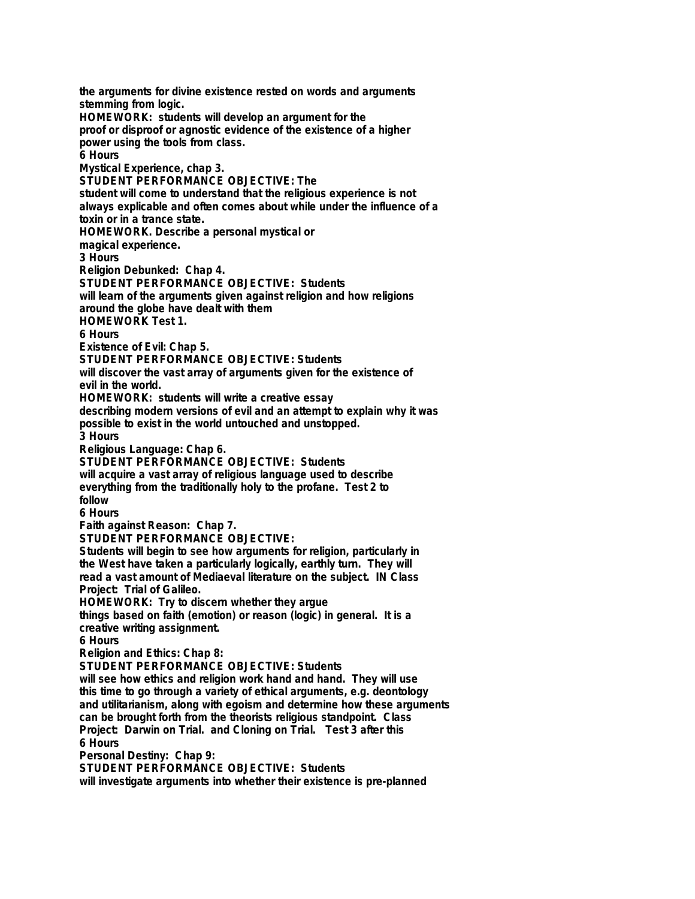the arguments for divine existence rested on words and arguments stemming from logic.
HOMEWORK: students will develop an argument for the proof or disproof or agnostic evidence of the existence of a higher power using the tools from class.
6 Hours
Mystical Experience, chap 3.
STUDENT PERFORMANCE OBJECTIVE: The student will come to understand that the religious experience is not always explicable and often comes about while under the influence of a toxin or in a trance state.
HOMEWORK. Describe a personal mystical or magical experience.
3 Hours
Religion Debunked: Chap 4.
STUDENT PERFORMANCE OBJECTIVE: Students will learn of the arguments given against religion and how religions around the globe have dealt with them
HOMEWORK Test 1.
6 Hours
Existence of Evil: Chap 5.
STUDENT PERFORMANCE OBJECTIVE: Students will discover the vast array of arguments given for the existence of evil in the world.
HOMEWORK: students will write a creative essay describing modern versions of evil and an attempt to explain why it was possible to exist in the world untouched and unstopped.
3 Hours
Religious Language: Chap 6.
STUDENT PERFORMANCE OBJECTIVE: Students will acquire a vast array of religious language used to describe everything from the traditionally holy to the profane. Test 2 to follow
6 Hours
Faith against Reason: Chap 7.
STUDENT PERFORMANCE OBJECTIVE:
Students will begin to see how arguments for religion, particularly in the West have taken a particularly logically, earthly turn. They will read a vast amount of Mediaeval literature on the subject. IN Class Project: Trial of Galileo.
HOMEWORK: Try to discern whether they argue things based on faith (emotion) or reason (logic) in general. It is a creative writing assignment.
6 Hours
Religion and Ethics: Chap 8:
STUDENT PERFORMANCE OBJECTIVE: Students will see how ethics and religion work hand and hand. They will use this time to go through a variety of ethical arguments, e.g. deontology and utilitarianism, along with egoism and determine how these arguments can be brought forth from the theorists religious standpoint. Class Project: Darwin on Trial. and Cloning on Trial. Test 3 after this
6 Hours
Personal Destiny: Chap 9:
STUDENT PERFORMANCE OBJECTIVE: Students will investigate arguments into whether their existence is pre-planned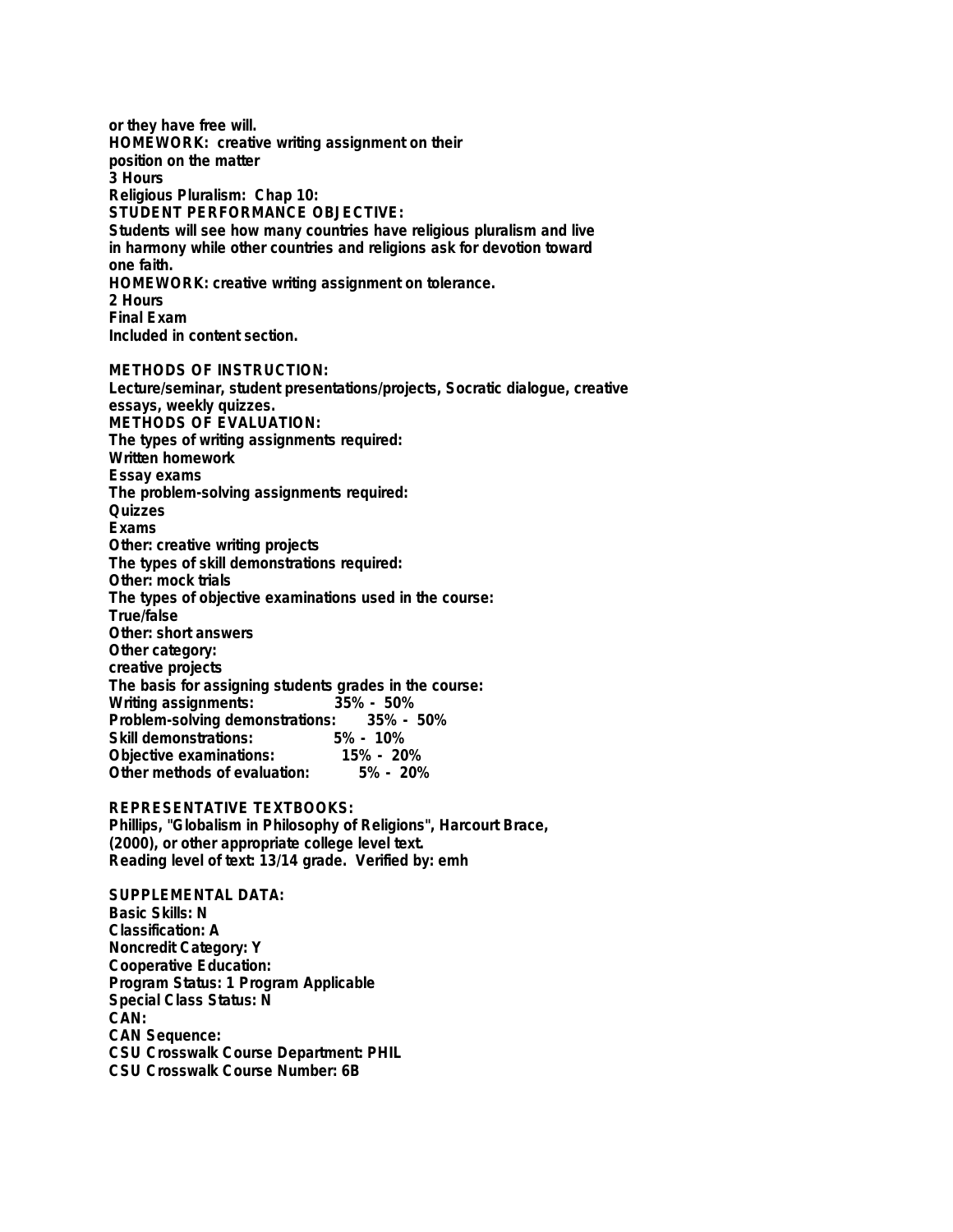or they have free will.
HOMEWORK: creative writing assignment on their position on the matter
3 Hours
Religious Pluralism: Chap 10:
STUDENT PERFORMANCE OBJECTIVE:
Students will see how many countries have religious pluralism and live in harmony while other countries and religions ask for devotion toward one faith.
HOMEWORK: creative writing assignment on tolerance.
2 Hours
Final Exam
Included in content section.

METHODS OF INSTRUCTION:
Lecture/seminar, student presentations/projects, Socratic dialogue, creative essays, weekly quizzes.
METHODS OF EVALUATION:
The types of writing assignments required:
Written homework
Essay exams
The problem-solving assignments required:
Quizzes
Exams
Other: creative writing projects
The types of skill demonstrations required:
Other: mock trials
The types of objective examinations used in the course:
True/false
Other: short answers
Other category:
creative projects
The basis for assigning students grades in the course:

| | |
|---|---|
| Writing assignments: | 35% - 50% |
| Problem-solving demonstrations: | 35% - 50% |
| Skill demonstrations: | 5% - 10% |
| Objective examinations: | 15% - 20% |
| Other methods of evaluation: | 5% - 20% |

REPRESENTATIVE TEXTBOOKS:
Phillips, "Globalism in Philosophy of Religions", Harcourt Brace, (2000), or other appropriate college level text.
Reading level of text: 13/14 grade. Verified by: emh

SUPPLEMENTAL DATA:
Basic Skills: N
Classification: A
Noncredit Category: Y
Cooperative Education:
Program Status: 1 Program Applicable
Special Class Status: N
CAN:
CAN Sequence:
CSU Crosswalk Course Department: PHIL
CSU Crosswalk Course Number: 6B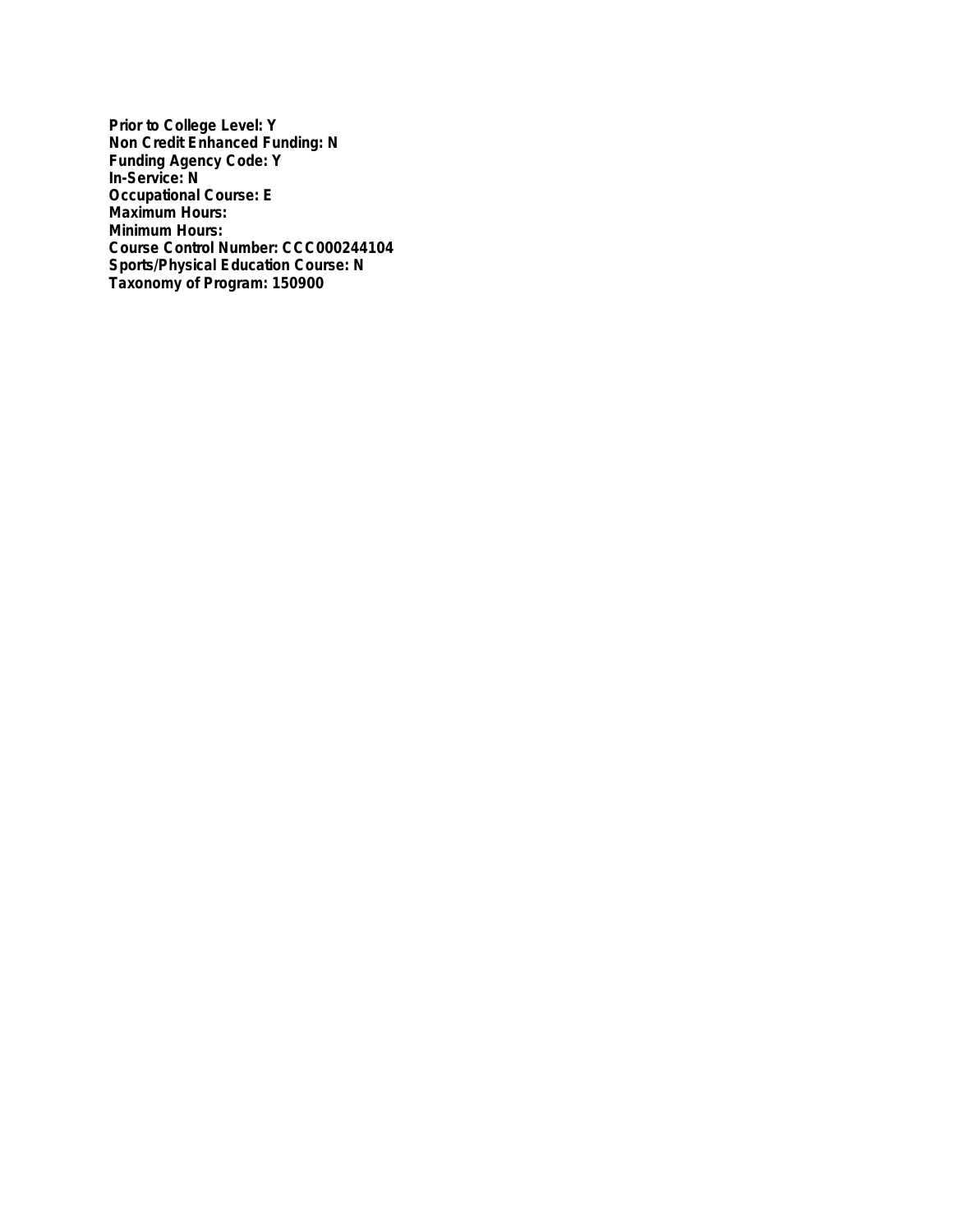**Prior to College Level: Y**
**Non Credit Enhanced Funding: N**
**Funding Agency Code: Y**
**In-Service: N**
**Occupational Course: E**
**Maximum Hours:**
**Minimum Hours:**
**Course Control Number: CCC000244104**
**Sports/Physical Education Course: N**
**Taxonomy of Program: 150900**